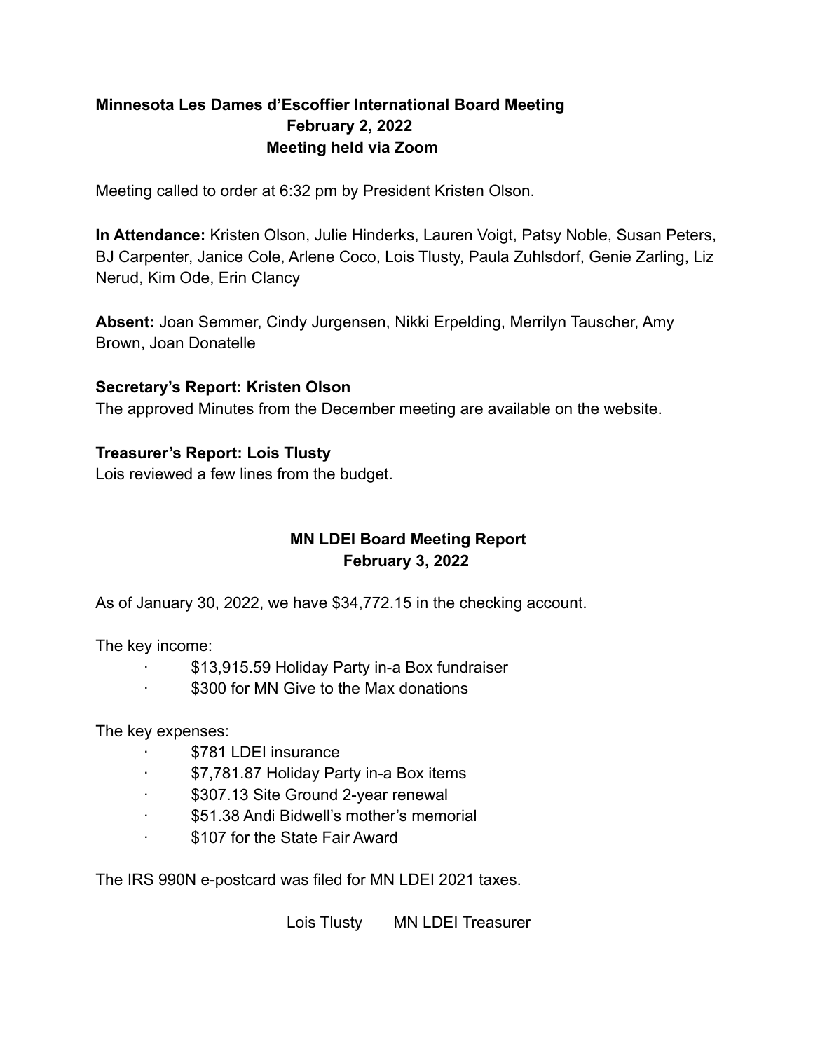**Minnesota Les Dames d'Escoffier International Board Meeting**
**February 2, 2022**
**Meeting held via Zoom**

Meeting called to order at 6:32 pm by President Kristen Olson.

**In Attendance:** Kristen Olson, Julie Hinderks, Lauren Voigt, Patsy Noble, Susan Peters, BJ Carpenter, Janice Cole, Arlene Coco, Lois Tlusty, Paula Zuhlsdorf, Genie Zarling, Liz Nerud, Kim Ode, Erin Clancy

**Absent:** Joan Semmer, Cindy Jurgensen, Nikki Erpelding, Merrilyn Tauscher, Amy Brown, Joan Donatelle

**Secretary's Report: Kristen Olson**
The approved Minutes from the December meeting are available on the website.

**Treasurer's Report: Lois Tlusty**
Lois reviewed a few lines from the budget.

**MN LDEI Board Meeting Report**
**February 3, 2022**

As of January 30, 2022, we have $34,772.15 in the checking account.

The key income:

- $13,915.59 Holiday Party in-a Box fundraiser
- $300 for MN Give to the Max donations

The key expenses:

- $781 LDEI insurance
- $7,781.87 Holiday Party in-a Box items
- $307.13 Site Ground 2-year renewal
- $51.38 Andi Bidwell's mother's memorial
- $107 for the State Fair Award

The IRS 990N e-postcard was filed for MN LDEI 2021 taxes.

Lois Tlusty MN LDEI Treasurer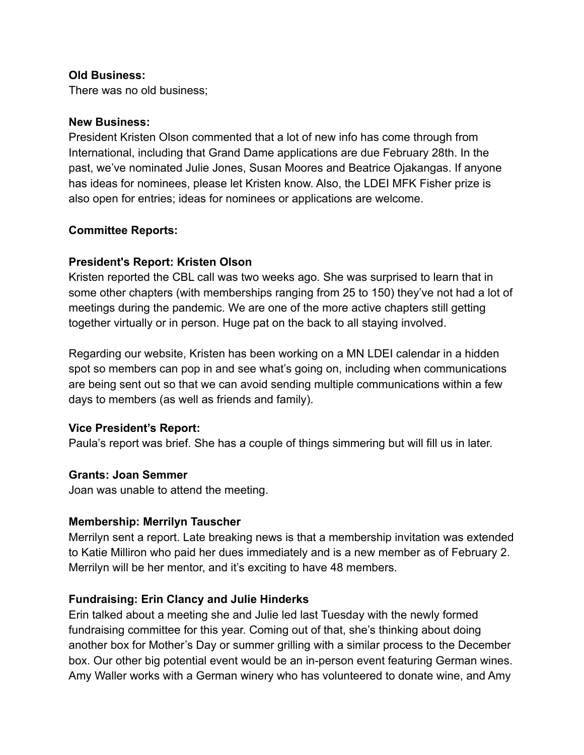**Old Business:**
There was no old business;

**New Business:**
President Kristen Olson commented that a lot of new info has come through from International, including that Grand Dame applications are due February 28th. In the past, we've nominated Julie Jones, Susan Moores and Beatrice Ojakangas. If anyone has ideas for nominees, please let Kristen know. Also, the LDEI MFK Fisher prize is also open for entries; ideas for nominees or applications are welcome.

**Committee Reports:**

**President's Report: Kristen Olson**
Kristen reported the CBL call was two weeks ago. She was surprised to learn that in some other chapters (with memberships ranging from 25 to 150) they've not had a lot of meetings during the pandemic. We are one of the more active chapters still getting together virtually or in person. Huge pat on the back to all staying involved.

Regarding our website, Kristen has been working on a MN LDEI calendar in a hidden spot so members can pop in and see what's going on, including when communications are being sent out so that we can avoid sending multiple communications within a few days to members (as well as friends and family).

**Vice President's Report:**
Paula's report was brief. She has a couple of things simmering but will fill us in later.

**Grants: Joan Semmer**
Joan was unable to attend the meeting.

**Membership: Merrilyn Tauscher**
Merrilyn sent a report. Late breaking news is that a membership invitation was extended to Katie Milliron who paid her dues immediately and is a new member as of February 2. Merrilyn will be her mentor, and it's exciting to have 48 members.

**Fundraising: Erin Clancy and Julie Hinderks**
Erin talked about a meeting she and Julie led last Tuesday with the newly formed fundraising committee for this year. Coming out of that, she's thinking about doing another box for Mother's Day or summer grilling with a similar process to the December box. Our other big potential event would be an in-person event featuring German wines. Amy Waller works with a German winery who has volunteered to donate wine, and Amy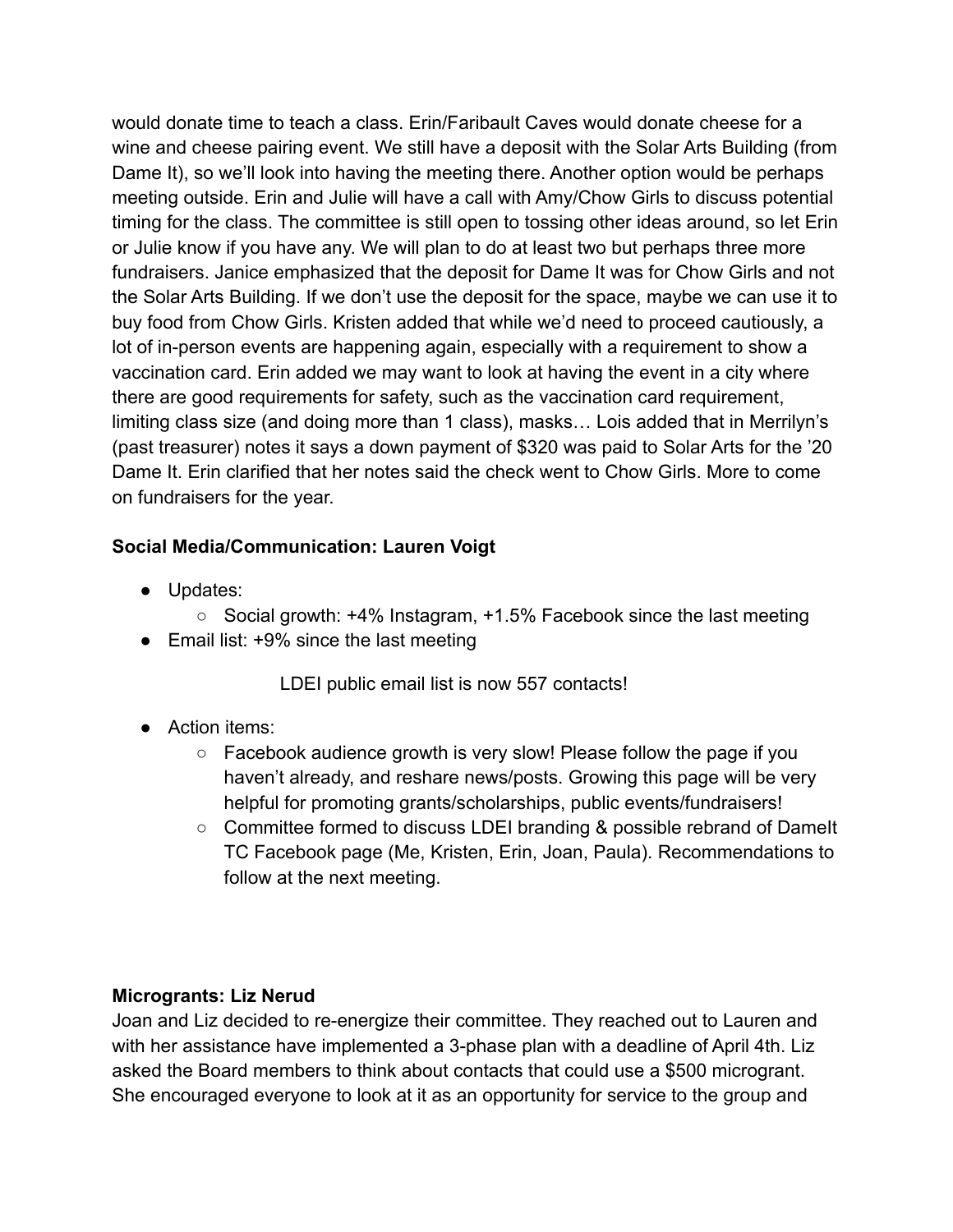would donate time to teach a class. Erin/Faribault Caves would donate cheese for a wine and cheese pairing event. We still have a deposit with the Solar Arts Building (from Dame It), so we'll look into having the meeting there. Another option would be perhaps meeting outside. Erin and Julie will have a call with Amy/Chow Girls to discuss potential timing for the class. The committee is still open to tossing other ideas around, so let Erin or Julie know if you have any. We will plan to do at least two but perhaps three more fundraisers. Janice emphasized that the deposit for Dame It was for Chow Girls and not the Solar Arts Building. If we don't use the deposit for the space, maybe we can use it to buy food from Chow Girls. Kristen added that while we'd need to proceed cautiously, a lot of in-person events are happening again, especially with a requirement to show a vaccination card. Erin added we may want to look at having the event in a city where there are good requirements for safety, such as the vaccination card requirement, limiting class size (and doing more than 1 class), masks… Lois added that in Merrilyn's (past treasurer) notes it says a down payment of $320 was paid to Solar Arts for the '20 Dame It. Erin clarified that her notes said the check went to Chow Girls. More to come on fundraisers for the year.

**Social Media/Communication: Lauren Voigt**

- Updates:
  - Social growth: +4% Instagram, +1.5% Facebook since the last meeting
- Email list: +9% since the last meeting

  LDEI public email list is now 557 contacts!

- Action items:
  - Facebook audience growth is very slow! Please follow the page if you haven't already, and reshare news/posts. Growing this page will be very helpful for promoting grants/scholarships, public events/fundraisers!
  - Committee formed to discuss LDEI branding & possible rebrand of DameIt TC Facebook page (Me, Kristen, Erin, Joan, Paula). Recommendations to follow at the next meeting.

**Microgrants: Liz Nerud**

Joan and Liz decided to re-energize their committee. They reached out to Lauren and with her assistance have implemented a 3-phase plan with a deadline of April 4th. Liz asked the Board members to think about contacts that could use a $500 microgrant. She encouraged everyone to look at it as an opportunity for service to the group and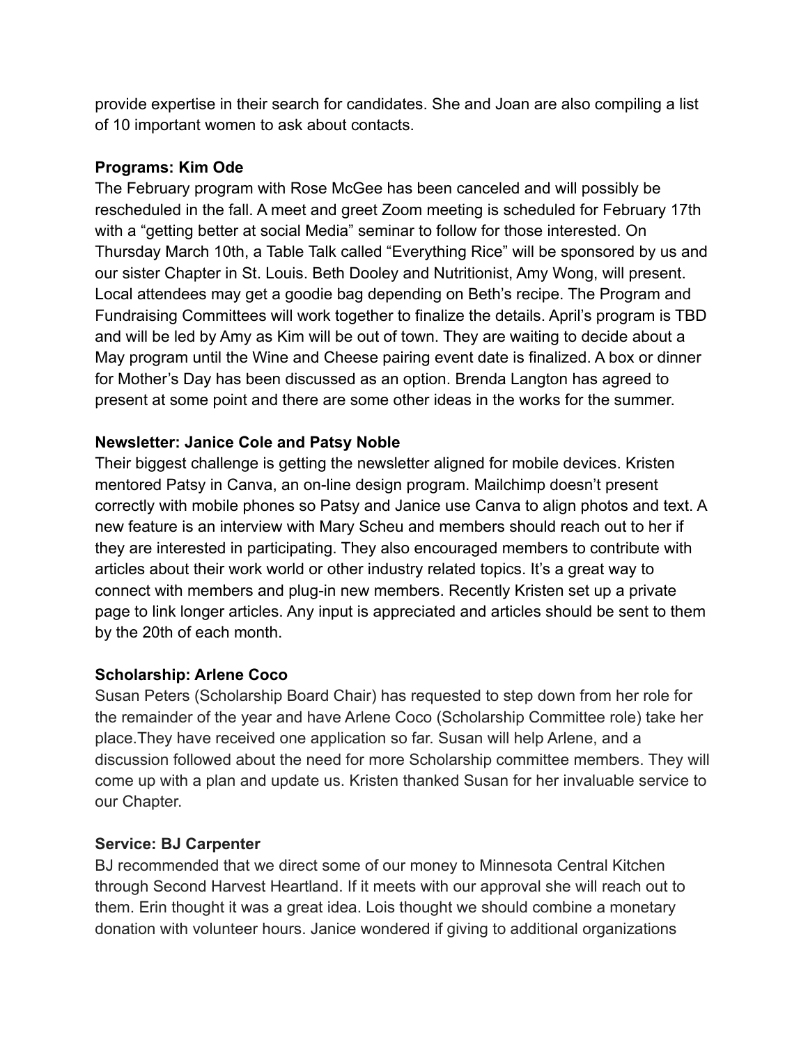provide expertise in their search for candidates. She and Joan are also compiling a list of 10 important women to ask about contacts.

**Programs: Kim Ode**

The February program with Rose McGee has been canceled and will possibly be rescheduled in the fall. A meet and greet Zoom meeting is scheduled for February 17th with a "getting better at social Media" seminar to follow for those interested. On Thursday March 10th, a Table Talk called "Everything Rice" will be sponsored by us and our sister Chapter in St. Louis. Beth Dooley and Nutritionist, Amy Wong, will present. Local attendees may get a goodie bag depending on Beth's recipe. The Program and Fundraising Committees will work together to finalize the details. April's program is TBD and will be led by Amy as Kim will be out of town. They are waiting to decide about a May program until the Wine and Cheese pairing event date is finalized. A box or dinner for Mother's Day has been discussed as an option. Brenda Langton has agreed to present at some point and there are some other ideas in the works for the summer.

**Newsletter: Janice Cole and Patsy Noble**

Their biggest challenge is getting the newsletter aligned for mobile devices. Kristen mentored Patsy in Canva, an on-line design program. Mailchimp doesn't present correctly with mobile phones so Patsy and Janice use Canva to align photos and text. A new feature is an interview with Mary Scheu and members should reach out to her if they are interested in participating. They also encouraged members to contribute with articles about their work world or other industry related topics. It's a great way to connect with members and plug-in new members. Recently Kristen set up a private page to link longer articles. Any input is appreciated and articles should be sent to them by the 20th of each month.

**Scholarship: Arlene Coco**

Susan Peters (Scholarship Board Chair) has requested to step down from her role for the remainder of the year and have Arlene Coco (Scholarship Committee role) take her place.They have received one application so far. Susan will help Arlene, and a discussion followed about the need for more Scholarship committee members. They will come up with a plan and update us. Kristen thanked Susan for her invaluable service to our Chapter.

**Service: BJ Carpenter**

BJ recommended that we direct some of our money to Minnesota Central Kitchen through Second Harvest Heartland. If it meets with our approval she will reach out to them. Erin thought it was a great idea. Lois thought we should combine a monetary donation with volunteer hours. Janice wondered if giving to additional organizations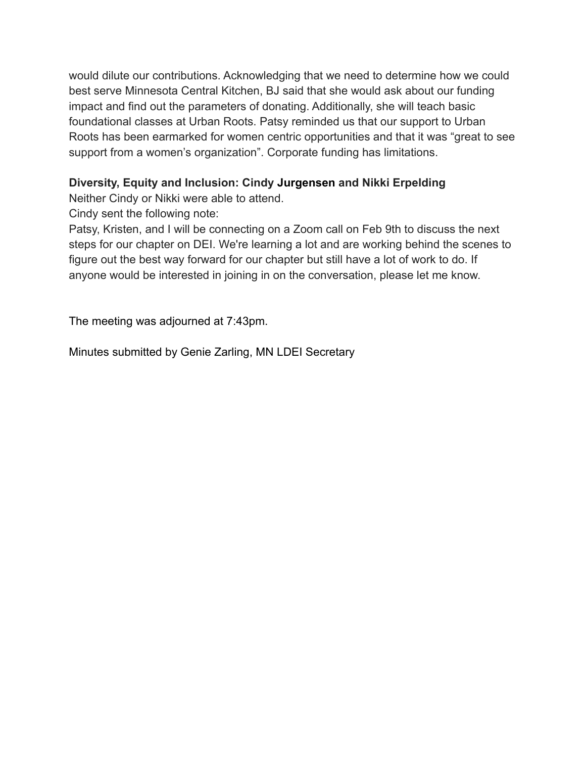would dilute our contributions. Acknowledging that we need to determine how we could best serve Minnesota Central Kitchen, BJ said that she would ask about our funding impact and find out the parameters of donating. Additionally, she will teach basic foundational classes at Urban Roots. Patsy reminded us that our support to Urban Roots has been earmarked for women centric opportunities and that it was "great to see support from a women's organization". Corporate funding has limitations.

**Diversity, Equity and Inclusion: Cindy Jurgensen and Nikki Erpelding**

Neither Cindy or Nikki were able to attend.

Cindy sent the following note:

Patsy, Kristen, and I will be connecting on a Zoom call on Feb 9th to discuss the next steps for our chapter on DEI. We're learning a lot and are working behind the scenes to figure out the best way forward for our chapter but still have a lot of work to do. If anyone would be interested in joining in on the conversation, please let me know.

The meeting was adjourned at 7:43pm.

Minutes submitted by Genie Zarling, MN LDEI Secretary